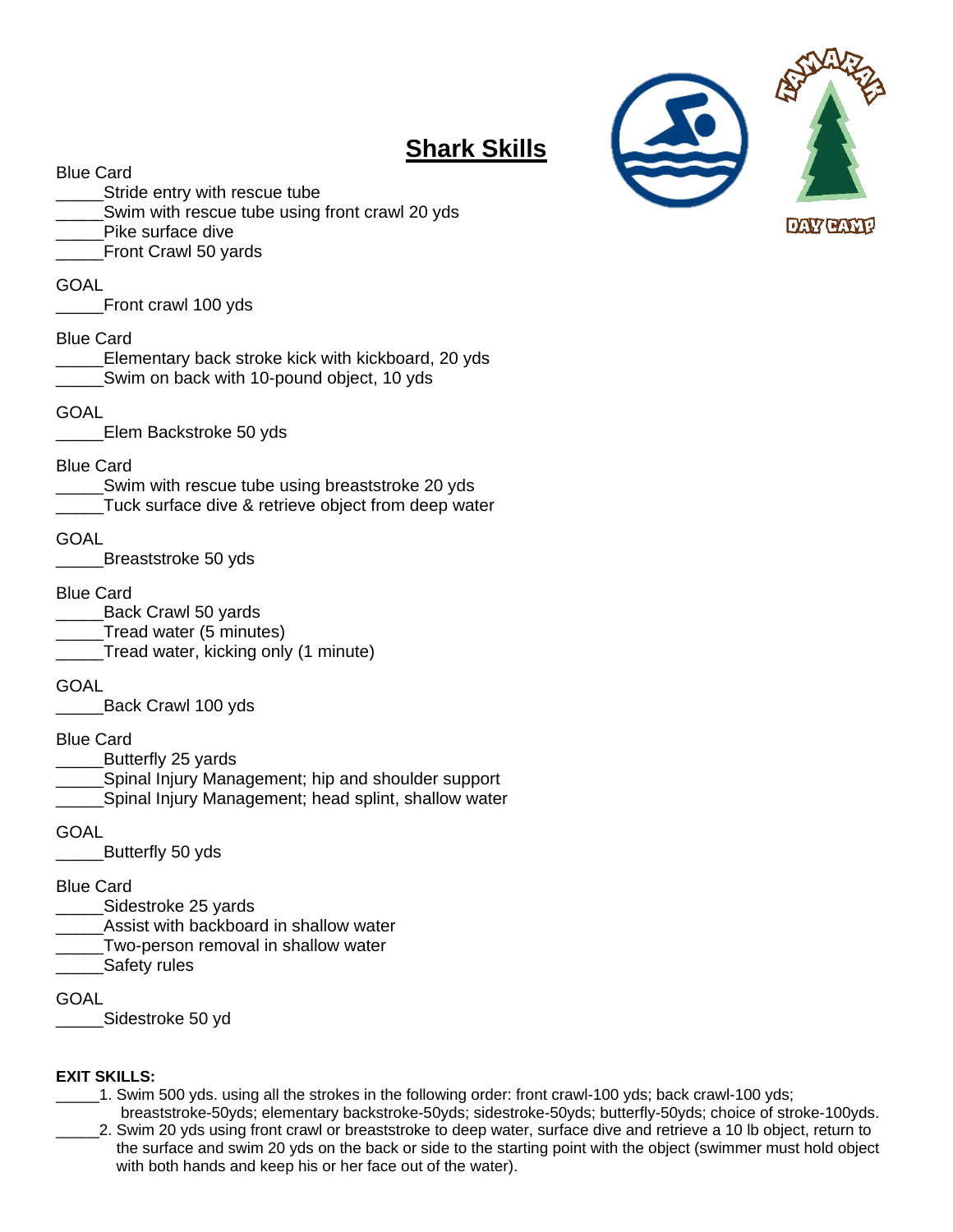# Shark Skills

Blue Card
_____Stride entry with rescue tube
_____Swim with rescue tube using front crawl 20 yds
_____Pike surface dive
_____Front Crawl 50 yards

GOAL
_____Front crawl 100 yds

Blue Card
_____Elementary back stroke kick with kickboard, 20 yds
_____Swim on back with 10-pound object, 10 yds

GOAL
_____Elem Backstroke 50 yds

Blue Card
_____Swim with rescue tube using breaststroke 20 yds
_____Tuck surface dive & retrieve object from deep water

GOAL
_____Breaststroke 50 yds

Blue Card
_____Back Crawl 50 yards
_____Tread water (5 minutes)
_____Tread water, kicking only (1 minute)

GOAL
_____Back Crawl 100 yds

Blue Card
_____Butterfly 25 yards
_____Spinal Injury Management; hip and shoulder support
_____Spinal Injury Management; head splint, shallow water

GOAL
_____Butterfly 50 yds

Blue Card
_____Sidestroke 25 yards
_____Assist with backboard in shallow water
_____Two-person removal in shallow water
_____Safety rules

GOAL
_____Sidestroke 50 yd

**EXIT SKILLS:**

_____1. Swim 500 yds. using all the strokes in the following order: front crawl-100 yds; back crawl-100 yds; breaststroke-50yds; elementary backstroke-50yds; sidestroke-50yds; butterfly-50yds; choice of stroke-100yds.

_____2. Swim 20 yds using front crawl or breaststroke to deep water, surface dive and retrieve a 10 lb object, return to the surface and swim 20 yds on the back or side to the starting point with the object (swimmer must hold object with both hands and keep his or her face out of the water).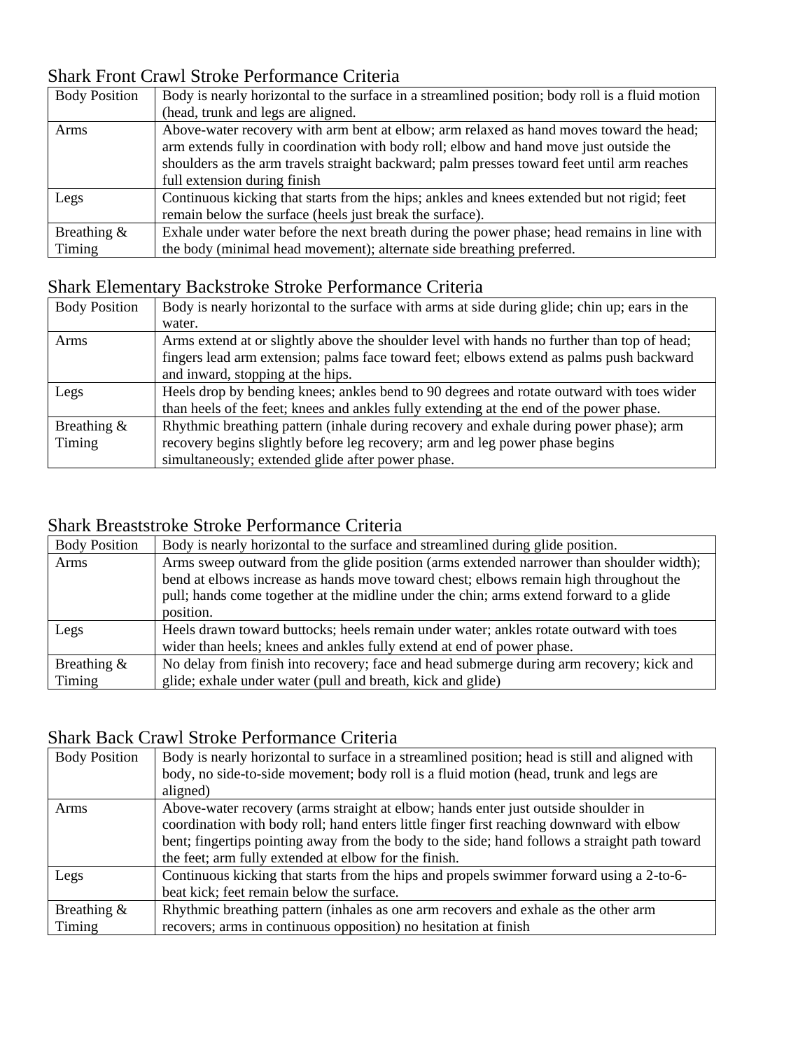## Shark Front Crawl Stroke Performance Criteria

| | |
|---|---|
| Body Position | Body is nearly horizontal to the surface in a streamlined position; body roll is a fluid motion (head, trunk and legs are aligned. |
| Arms | Above-water recovery with arm bent at elbow; arm relaxed as hand moves toward the head; arm extends fully in coordination with body roll; elbow and hand move just outside the shoulders as the arm travels straight backward; palm presses toward feet until arm reaches full extension during finish |
| Legs | Continuous kicking that starts from the hips; ankles and knees extended but not rigid; feet remain below the surface (heels just break the surface). |
| Breathing & Timing | Exhale under water before the next breath during the power phase; head remains in line with the body (minimal head movement); alternate side breathing preferred. |

## Shark Elementary Backstroke Stroke Performance Criteria

| | |
|---|---|
| Body Position | Body is nearly horizontal to the surface with arms at side during glide; chin up; ears in the water. |
| Arms | Arms extend at or slightly above the shoulder level with hands no further than top of head; fingers lead arm extension; palms face toward feet; elbows extend as palms push backward and inward, stopping at the hips. |
| Legs | Heels drop by bending knees; ankles bend to 90 degrees and rotate outward with toes wider than heels of the feet; knees and ankles fully extending at the end of the power phase. |
| Breathing & Timing | Rhythmic breathing pattern (inhale during recovery and exhale during power phase); arm recovery begins slightly before leg recovery; arm and leg power phase begins simultaneously; extended glide after power phase. |

## Shark Breaststroke Stroke Performance Criteria

| | |
|---|---|
| Body Position | Body is nearly horizontal to the surface and streamlined during glide position. |
| Arms | Arms sweep outward from the glide position (arms extended narrower than shoulder width); bend at elbows increase as hands move toward chest; elbows remain high throughout the pull; hands come together at the midline under the chin; arms extend forward to a glide position. |
| Legs | Heels drawn toward buttocks; heels remain under water; ankles rotate outward with toes wider than heels; knees and ankles fully extend at end of power phase. |
| Breathing & Timing | No delay from finish into recovery; face and head submerge during arm recovery; kick and glide; exhale under water (pull and breath, kick and glide) |

## Shark Back Crawl Stroke Performance Criteria

| | |
|---|---|
| Body Position | Body is nearly horizontal to surface in a streamlined position; head is still and aligned with body, no side-to-side movement; body roll is a fluid motion (head, trunk and legs are aligned) |
| Arms | Above-water recovery (arms straight at elbow; hands enter just outside shoulder in coordination with body roll; hand enters little finger first reaching downward with elbow bent; fingertips pointing away from the body to the side; hand follows a straight path toward the feet; arm fully extended at elbow for the finish. |
| Legs | Continuous kicking that starts from the hips and propels swimmer forward using a 2-to-6-beat kick; feet remain below the surface. |
| Breathing & Timing | Rhythmic breathing pattern (inhales as one arm recovers and exhale as the other arm recovers; arms in continuous opposition) no hesitation at finish |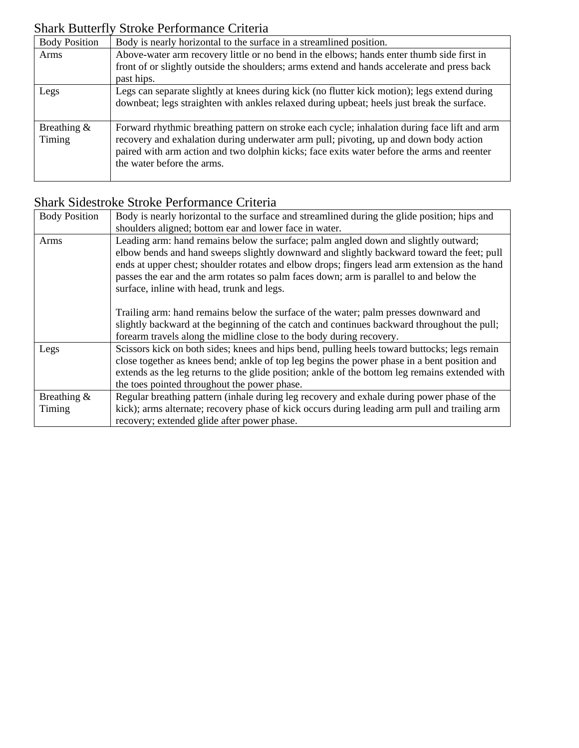## Shark Butterfly Stroke Performance Criteria

| | |
|---|---|
| Body Position | Body is nearly horizontal to the surface in a streamlined position. |
| Arms | Above-water arm recovery little or no bend in the elbows; hands enter thumb side first in front of or slightly outside the shoulders; arms extend and hands accelerate and press back past hips. |
| Legs | Legs can separate slightly at knees during kick (no flutter kick motion); legs extend during downbeat; legs straighten with ankles relaxed during upbeat; heels just break the surface. |
| Breathing & Timing | Forward rhythmic breathing pattern on stroke each cycle; inhalation during face lift and arm recovery and exhalation during underwater arm pull; pivoting, up and down body action paired with arm action and two dolphin kicks; face exits water before the arms and reenter the water before the arms. |

## Shark Sidestroke Stroke Performance Criteria

| | |
|---|---|
| Body Position | Body is nearly horizontal to the surface and streamlined during the glide position; hips and shoulders aligned; bottom ear and lower face in water. |
| Arms | Leading arm: hand remains below the surface; palm angled down and slightly outward; elbow bends and hand sweeps slightly downward and slightly backward toward the feet; pull ends at upper chest; shoulder rotates and elbow drops; fingers lead arm extension as the hand passes the ear and the arm rotates so palm faces down; arm is parallel to and below the surface, inline with head, trunk and legs.<br><br>Trailing arm: hand remains below the surface of the water; palm presses downward and slightly backward at the beginning of the catch and continues backward throughout the pull; forearm travels along the midline close to the body during recovery. |
| Legs | Scissors kick on both sides; knees and hips bend, pulling heels toward buttocks; legs remain close together as knees bend; ankle of top leg begins the power phase in a bent position and extends as the leg returns to the glide position; ankle of the bottom leg remains extended with the toes pointed throughout the power phase. |
| Breathing & Timing | Regular breathing pattern (inhale during leg recovery and exhale during power phase of the kick); arms alternate; recovery phase of kick occurs during leading arm pull and trailing arm recovery; extended glide after power phase. |